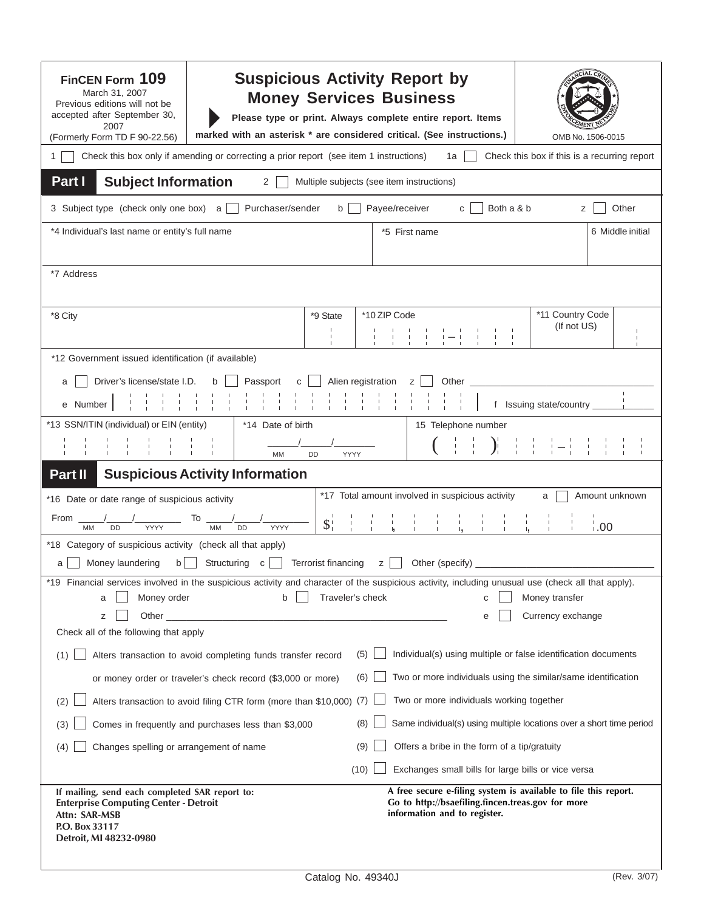**FinCEN Form 109**
March 31, 2007
Previous editions will not be accepted after September 30, 2007
(Formerly Form TD F 90-22.56)

# Suspicious Activity Report by Money Services Business

**Please type or print. Always complete entire report. Items marked with an asterisk * are considered critical. (See instructions.)**

OMB No. 1506-0015

1 ☐ Check this box only if amending or correcting a prior report (see item 1 instructions)    1a ☐ Check this box if this is a recurring report

## Part I Subject Information

2 ☐ Multiple subjects (see item instructions)

3 Subject type (check only one box)   a ☐ Purchaser/sender   b ☐ Payee/receiver   c ☐ Both a & b   z ☐ Other

*4 Individual's last name or entity's full name | *5 First name | 6 Middle initial

*7 Address

*8 City | *9 State | *10 ZIP Code | *11 Country Code (If not US)

*12 Government issued identification (if available)

a ☐ Driver's license/state I.D.   b ☐ Passport   c ☐ Alien registration   z ☐ Other ____________

e Number ____________   f Issuing state/country ____________

*13 SSN/ITIN (individual) or EIN (entity) | *14 Date of birth ___/___/_____ (MM DD YYYY) | 15 Telephone number ( ) -

## Part II Suspicious Activity Information

*16 Date or date range of suspicious activity
From ___/___/_____ (MM DD YYYY) To ___/___/_____ (MM DD YYYY)

*17 Total amount involved in suspicious activity   a ☐ Amount unknown
$ , , , .00

*18 Category of suspicious activity (check all that apply)

a ☐ Money laundering   b ☐ Structuring   c ☐ Terrorist financing   z ☐ Other (specify) ____________

*19 Financial services involved in the suspicious activity and character of the suspicious activity, including unusual use (check all that apply).

a ☐ Money order   b ☐ Traveler's check   c ☐ Money transfer
z ☐ Other ____________   e ☐ Currency exchange

Check all of the following that apply

(1) ☐ Alters transaction to avoid completing funds transfer record or money order or traveler's check record ($3,000 or more)

(2) ☐ Alters transaction to avoid filing CTR form (more than $10,000)

(3) ☐ Comes in frequently and purchases less than $3,000

(4) ☐ Changes spelling or arrangement of name

(5) ☐ Individual(s) using multiple or false identification documents

(6) ☐ Two or more individuals using the similar/same identification

(7) ☐ Two or more individuals working together

(8) ☐ Same individual(s) using multiple locations over a short time period

(9) ☐ Offers a bribe in the form of a tip/gratuity

(10) ☐ Exchanges small bills for large bills or vice versa

**If mailing, send each completed SAR report to:**
**Enterprise Computing Center - Detroit**
**Attn: SAR-MSB**
**P.O. Box 33117**
**Detroit, MI 48232-0980**

**A free secure e-filing system is available to file this report. Go to http://bsaefiling.fincen.treas.gov for more information and to register.**

Catalog No. 49340J   (Rev. 3/07)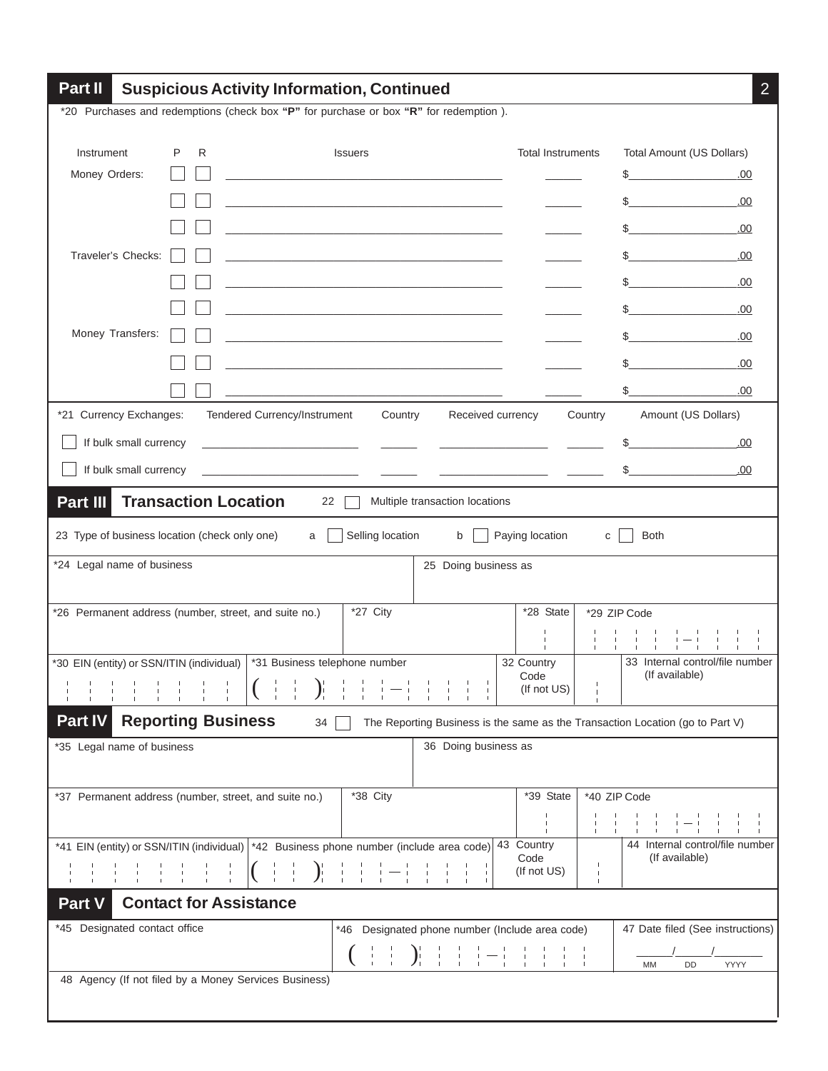## Part II Suspicious Activity Information, Continued

*20 Purchases and redemptions (check box **"P"** for purchase or box **"R"** for redemption ).

| Instrument | P | R | Issuers | Total Instruments | Total Amount (US Dollars) |
|---|---|---|---|---|---|
| Money Orders: | ☐ | ☐ | ____________ | ______ | $__________.00 |
| | ☐ | ☐ | ____________ | ______ | $__________.00 |
| | ☐ | ☐ | ____________ | ______ | $__________.00 |
| Traveler's Checks: | ☐ | ☐ | ____________ | ______ | $__________.00 |
| | ☐ | ☐ | ____________ | ______ | $__________.00 |
| | ☐ | ☐ | ____________ | ______ | $__________.00 |
| Money Transfers: | ☐ | ☐ | ____________ | ______ | $__________.00 |
| | ☐ | ☐ | ____________ | ______ | $__________.00 |
| | ☐ | ☐ | ____________ | ______ | $__________.00 |

| *21 Currency Exchanges: | Tendered Currency/Instrument | Country | Received currency | Country | Amount (US Dollars) |
|---|---|---|---|---|---|
| ☐ If bulk small currency | ____________ | ______ | ____________ | ______ | $__________.00 |
| ☐ If bulk small currency | ____________ | ______ | ____________ | ______ | $__________.00 |

## Part III Transaction Location

22 ☐ Multiple transaction locations

23 Type of business location (check only one) a ☐ Selling location b ☐ Paying location c ☐ Both

*24 Legal name of business

25 Doing business as

*26 Permanent address (number, street, and suite no.)

*27 City

*28 State

*29 ZIP Code

*30 EIN (entity) or SSN/ITIN (individual)

*31 Business telephone number ( ) —

32 Country Code (If not US)

33 Internal control/file number (If available)

## Part IV Reporting Business

34 ☐ The Reporting Business is the same as the Transaction Location (go to Part V)

*35 Legal name of business

36 Doing business as

*37 Permanent address (number, street, and suite no.)

*38 City

*39 State

*40 ZIP Code

*41 EIN (entity) or SSN/ITIN (individual)

*42 Business phone number (include area code) ( ) —

43 Country Code (If not US)

44 Internal control/file number (If available)

## Part V Contact for Assistance

*45 Designated contact office

*46 Designated phone number (Include area code) ( ) —

47 Date filed (See instructions) ____/____/______ MM DD YYYY

48 Agency (If not filed by a Money Services Business)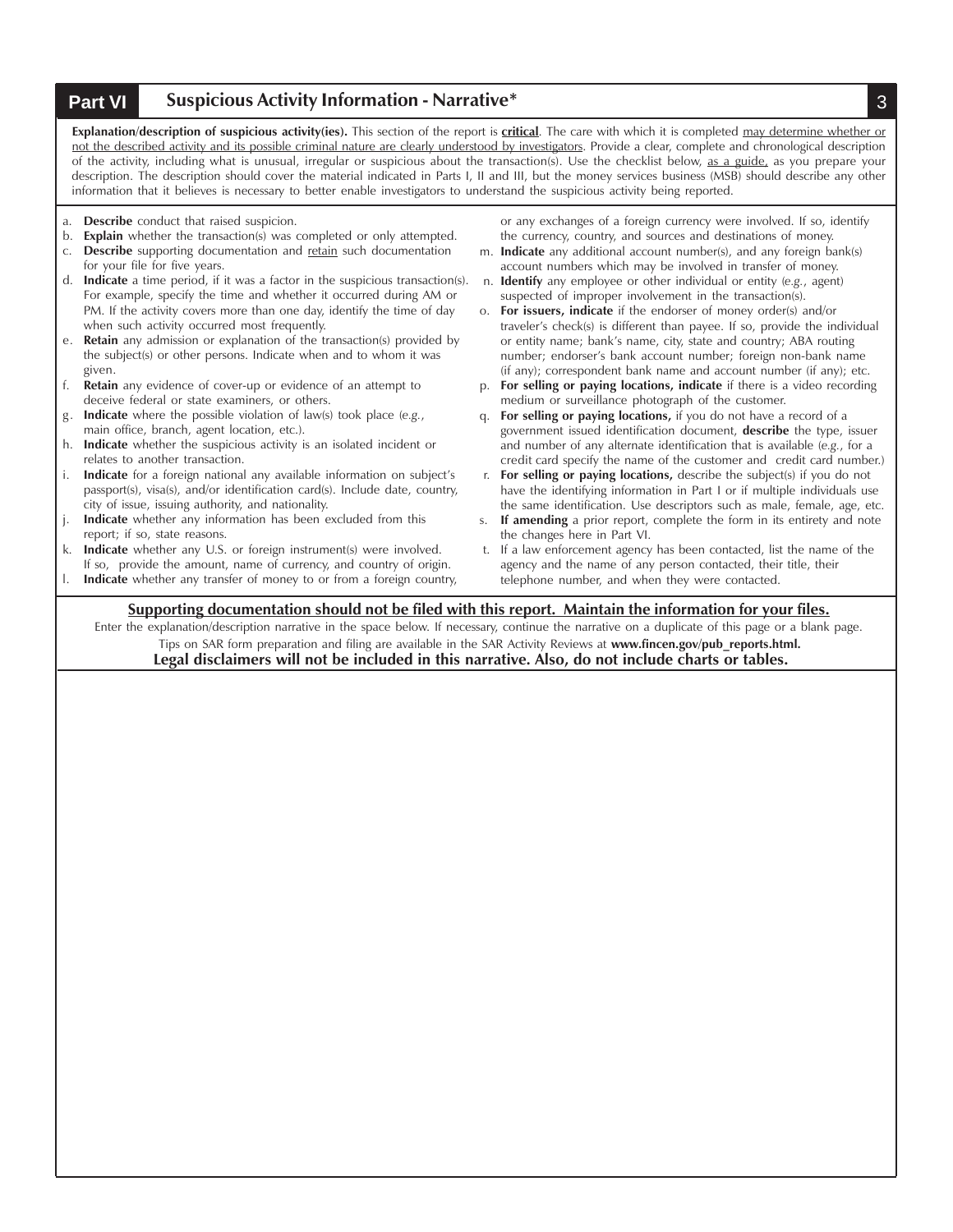## Part VI Suspicious Activity Information - Narrative*

**Explanation/description of suspicious activity(ies).** This section of the report is **critical**. The care with which it is completed may determine whether or not the described activity and its possible criminal nature are clearly understood by investigators. Provide a clear, complete and chronological description of the activity, including what is unusual, irregular or suspicious about the transaction(s). Use the checklist below, as a guide, as you prepare your description. The description should cover the material indicated in Parts I, II and III, but the money services business (MSB) should describe any other information that it believes is necessary to better enable investigators to understand the suspicious activity being reported.

a. **Describe** conduct that raised suspicion.
b. **Explain** whether the transaction(s) was completed or only attempted.
c. **Describe** supporting documentation and retain such documentation for your file for five years.
d. **Indicate** a time period, if it was a factor in the suspicious transaction(s). For example, specify the time and whether it occurred during AM or PM. If the activity covers more than one day, identify the time of day when such activity occurred most frequently.
e. **Retain** any admission or explanation of the transaction(s) provided by the subject(s) or other persons. Indicate when and to whom it was given.
f. **Retain** any evidence of cover-up or evidence of an attempt to deceive federal or state examiners, or others.
g. **Indicate** where the possible violation of law(s) took place (*e.g.*, main office, branch, agent location, etc.).
h. **Indicate** whether the suspicious activity is an isolated incident or relates to another transaction.
i. **Indicate** for a foreign national any available information on subject's passport(s), visa(s), and/or identification card(s). Include date, country, city of issue, issuing authority, and nationality.
j. **Indicate** whether any information has been excluded from this report; if so, state reasons.
k. **Indicate** whether any U.S. or foreign instrument(s) were involved. If so, provide the amount, name of currency, and country of origin.
l. **Indicate** whether any transfer of money to or from a foreign country, or any exchanges of a foreign currency were involved. If so, identify the currency, country, and sources and destinations of money.
m. **Indicate** any additional account number(s), and any foreign bank(s) account numbers which may be involved in transfer of money.
n. **Identify** any employee or other individual or entity (*e.g.*, agent) suspected of improper involvement in the transaction(s).
o. **For issuers, indicate** if the endorser of money order(s) and/or traveler's check(s) is different than payee. If so, provide the individual or entity name; bank's name, city, state and country; ABA routing number; endorser's bank account number; foreign non-bank name (if any); correspondent bank name and account number (if any); etc.
p. **For selling or paying locations, indicate** if there is a video recording medium or surveillance photograph of the customer.
q. **For selling or paying locations,** if you do not have a record of a government issued identification document, **describe** the type, issuer and number of any alternate identification that is available (*e.g.*, for a credit card specify the name of the customer and credit card number.)
r. **For selling or paying locations,** describe the subject(s) if you do not have the identifying information in Part I or if multiple individuals use the same identification. Use descriptors such as male, female, age, etc.
s. **If amending** a prior report, complete the form in its entirety and note the changes here in Part VI.
t. If a law enforcement agency has been contacted, list the name of the agency and the name of any person contacted, their title, their telephone number, and when they were contacted.

**Supporting documentation should not be filed with this report. Maintain the information for your files.**

Enter the explanation/description narrative in the space below. If necessary, continue the narrative on a duplicate of this page or a blank page.

Tips on SAR form preparation and filing are available in the SAR Activity Reviews at **www.fincen.gov/pub_reports.html.**

**Legal disclaimers will not be included in this narrative. Also, do not include charts or tables.**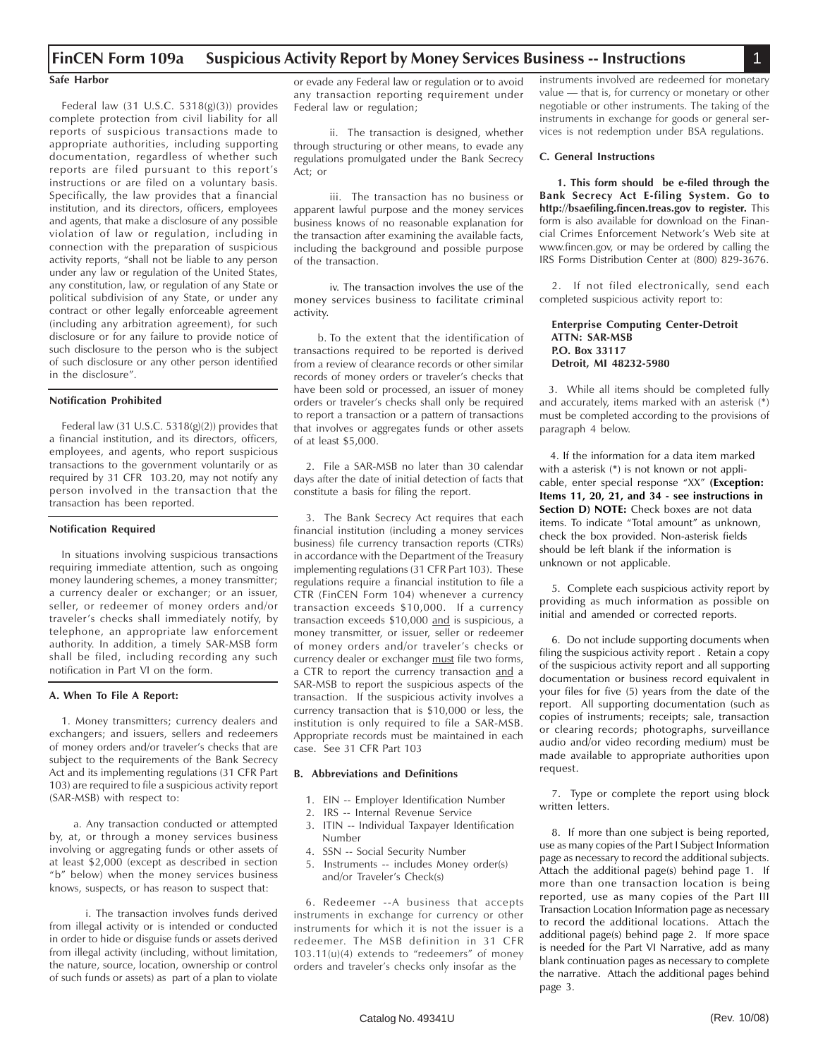# FinCEN Form 109a Suspicious Activity Report by Money Services Business -- Instructions

**Safe Harbor**

Federal law (31 U.S.C. 5318(g)(3)) provides complete protection from civil liability for all reports of suspicious transactions made to appropriate authorities, including supporting documentation, regardless of whether such reports are filed pursuant to this report's instructions or are filed on a voluntary basis. Specifically, the law provides that a financial institution, and its directors, officers, employees and agents, that make a disclosure of any possible violation of law or regulation, including in connection with the preparation of suspicious activity reports, "shall not be liable to any person under any law or regulation of the United States, any constitution, law, or regulation of any State or political subdivision of any State, or under any contract or other legally enforceable agreement (including any arbitration agreement), for such disclosure or for any failure to provide notice of such disclosure to the person who is the subject of such disclosure or any other person identified in the disclosure".

**Notification Prohibited**

Federal law (31 U.S.C. 5318(g)(2)) provides that a financial institution, and its directors, officers, employees, and agents, who report suspicious transactions to the government voluntarily or as required by 31 CFR 103.20, may not notify any person involved in the transaction that the transaction has been reported.

**Notification Required**

In situations involving suspicious transactions requiring immediate attention, such as ongoing money laundering schemes, a money transmitter; a currency dealer or exchanger; or an issuer, seller, or redeemer of money orders and/or traveler's checks shall immediately notify, by telephone, an appropriate law enforcement authority. In addition, a timely SAR-MSB form shall be filed, including recording any such notification in Part VI on the form.

**A. When To File A Report:**

1. Money transmitters; currency dealers and exchangers; and issuers, sellers and redeemers of money orders and/or traveler's checks that are subject to the requirements of the Bank Secrecy Act and its implementing regulations (31 CFR Part 103) are required to file a suspicious activity report (SAR-MSB) with respect to:

a. Any transaction conducted or attempted by, at, or through a money services business involving or aggregating funds or other assets of at least $2,000 (except as described in section "b" below) when the money services business knows, suspects, or has reason to suspect that:

i. The transaction involves funds derived from illegal activity or is intended or conducted in order to hide or disguise funds or assets derived from illegal activity (including, without limitation, the nature, source, location, ownership or control of such funds or assets) as part of a plan to violate or evade any Federal law or regulation or to avoid any transaction reporting requirement under Federal law or regulation;

ii. The transaction is designed, whether through structuring or other means, to evade any regulations promulgated under the Bank Secrecy Act; or

iii. The transaction has no business or apparent lawful purpose and the money services business knows of no reasonable explanation for the transaction after examining the available facts, including the background and possible purpose of the transaction.

iv. The transaction involves the use of the money services business to facilitate criminal activity.

b. To the extent that the identification of transactions required to be reported is derived from a review of clearance records or other similar records of money orders or traveler's checks that have been sold or processed, an issuer of money orders or traveler's checks shall only be required to report a transaction or a pattern of transactions that involves or aggregates funds or other assets of at least $5,000.

2. File a SAR-MSB no later than 30 calendar days after the date of initial detection of facts that constitute a basis for filing the report.

3. The Bank Secrecy Act requires that each financial institution (including a money services business) file currency transaction reports (CTRs) in accordance with the Department of the Treasury implementing regulations (31 CFR Part 103). These regulations require a financial institution to file a CTR (FinCEN Form 104) whenever a currency transaction exceeds $10,000. If a currency transaction exceeds $10,000 and is suspicious, a money transmitter, or issuer, seller or redeemer of money orders and/or traveler's checks or currency dealer or exchanger must file two forms, a CTR to report the currency transaction and a SAR-MSB to report the suspicious aspects of the transaction. If the suspicious activity involves a currency transaction that is $10,000 or less, the institution is only required to file a SAR-MSB. Appropriate records must be maintained in each case. See 31 CFR Part 103

**B. Abbreviations and Definitions**

1. EIN -- Employer Identification Number
2. IRS -- Internal Revenue Service
3. ITIN -- Individual Taxpayer Identification Number
4. SSN -- Social Security Number
5. Instruments -- includes Money order(s) and/or Traveler's Check(s)

6. Redeemer --A business that accepts instruments in exchange for currency or other instruments for which it is not the issuer is a redeemer. The MSB definition in 31 CFR 103.11(u)(4) extends to "redeemers" of money orders and traveler's checks only insofar as the instruments involved are redeemed for monetary value — that is, for currency or monetary or other negotiable or other instruments. The taking of the instruments in exchange for goods or general services is not redemption under BSA regulations.

**C. General Instructions**

**1. This form should be e-filed through the Bank Secrecy Act E-filing System. Go to http://bsaefiling.fincen.treas.gov to register.** This form is also available for download on the Financial Crimes Enforcement Network's Web site at www.fincen.gov, or may be ordered by calling the IRS Forms Distribution Center at (800) 829-3676.

2. If not filed electronically, send each completed suspicious activity report to:

**Enterprise Computing Center-Detroit**
**ATTN: SAR-MSB**
**P.O. Box 33117**
**Detroit, MI 48232-5980**

3. While all items should be completed fully and accurately, items marked with an asterisk (*) must be completed according to the provisions of paragraph 4 below.

4. If the information for a data item marked with an asterisk (*) is not known or not applicable, enter special response "XX" **(Exception: Items 11, 20, 21, and 34 - see instructions in Section D) NOTE:** Check boxes are not data items. To indicate "Total amount" as unknown, check the box provided. Non-asterisk fields should be left blank if the information is unknown or not applicable.

5. Complete each suspicious activity report by providing as much information as possible on initial and amended or corrected reports.

6. Do not include supporting documents when filing the suspicious activity report . Retain a copy of the suspicious activity report and all supporting documentation or business record equivalent in your files for five (5) years from the date of the report. All supporting documentation (such as copies of instruments; receipts; sale, transaction or clearing records; photographs, surveillance audio and/or video recording medium) must be made available to appropriate authorities upon request.

7. Type or complete the report using block written letters.

8. If more than one subject is being reported, use as many copies of the Part I Subject Information page as necessary to record the additional subjects. Attach the additional page(s) behind page 1. If more than one transaction location is being reported, use as many copies of the Part III Transaction Location Information page as necessary to record the additional locations. Attach the additional page(s) behind page 2. If more space is needed for the Part VI Narrative, add as many blank continuation pages as necessary to complete the narrative. Attach the additional pages behind page 3.

Catalog No. 49341U (Rev. 10/08)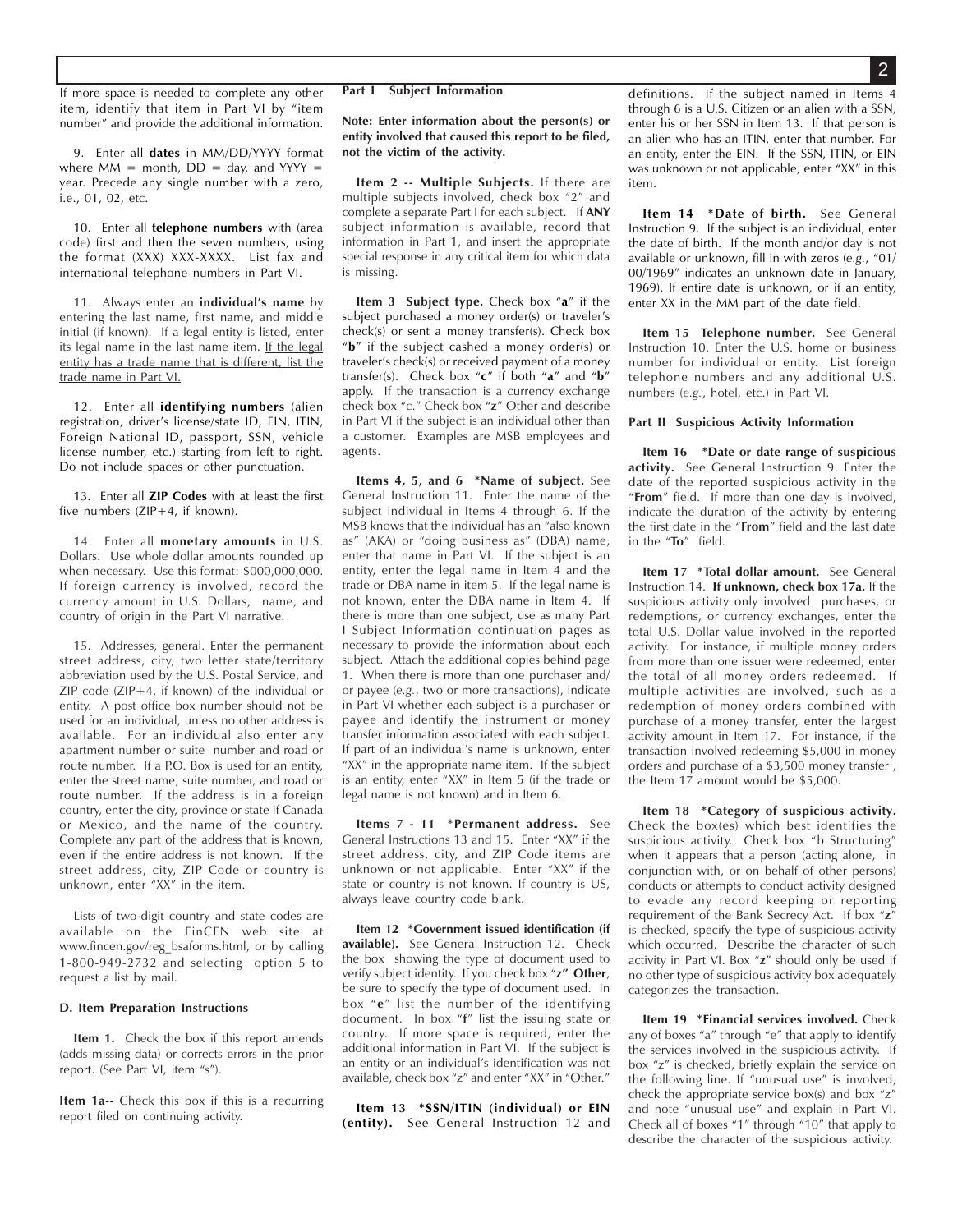If more space is needed to complete any other item, identify that item in Part VI by "item number" and provide the additional information.

9. Enter all **dates** in MM/DD/YYYY format where MM = month, DD = day, and YYYY = year. Precede any single number with a zero, i.e., 01, 02, etc.

10. Enter all **telephone numbers** with (area code) first and then the seven numbers, using the format (XXX) XXX-XXXX. List fax and international telephone numbers in Part VI.

11. Always enter an **individual's name** by entering the last name, first name, and middle initial (if known). If a legal entity is listed, enter its legal name in the last name item. If the legal entity has a trade name that is different, list the trade name in Part VI.

12. Enter all **identifying numbers** (alien registration, driver's license/state ID, EIN, ITIN, Foreign National ID, passport, SSN, vehicle license number, etc.) starting from left to right. Do not include spaces or other punctuation.

13. Enter all **ZIP Codes** with at least the first five numbers (ZIP+4, if known).

14. Enter all **monetary amounts** in U.S. Dollars. Use whole dollar amounts rounded up when necessary. Use this format: $000,000,000. If foreign currency is involved, record the currency amount in U.S. Dollars, name, and country of origin in the Part VI narrative.

15. Addresses, general. Enter the permanent street address, city, two letter state/territory abbreviation used by the U.S. Postal Service, and ZIP code (ZIP+4, if known) of the individual or entity. A post office box number should not be used for an individual, unless no other address is available. For an individual also enter any apartment number or suite number and road or route number. If a P.O. Box is used for an entity, enter the street name, suite number, and road or route number. If the address is in a foreign country, enter the city, province or state if Canada or Mexico, and the name of the country. Complete any part of the address that is known, even if the entire address is not known. If the street address, city, ZIP Code or country is unknown, enter "XX" in the item.

Lists of two-digit country and state codes are available on the FinCEN web site at www.fincen.gov/reg_bsaforms.html, or by calling 1-800-949-2732 and selecting option 5 to request a list by mail.

### D. Item Preparation Instructions

**Item 1.** Check the box if this report amends (adds missing data) or corrects errors in the prior report. (See Part VI, item "s").

**Item 1a--** Check this box if this is a recurring report filed on continuing activity.

### Part I Subject Information

**Note: Enter information about the person(s) or entity involved that caused this report to be filed, not the victim of the activity.**

**Item 2 -- Multiple Subjects.** If there are multiple subjects involved, check box "2" and complete a separate Part I for each subject. If **ANY** subject information is available, record that information in Part 1, and insert the appropriate special response in any critical item for which data is missing.

**Item 3 Subject type.** Check box "**a**" if the subject purchased a money order(s) or traveler's check(s) or sent a money transfer(s). Check box "**b**" if the subject cashed a money order(s) or traveler's check(s) or received payment of a money transfer(s). Check box "**c**" if both "**a**" and "**b**" apply. If the transaction is a currency exchange check box "c." Check box "**z**" Other and describe in Part VI if the subject is an individual other than a customer. Examples are MSB employees and agents.

**Items 4, 5, and 6 \*Name of subject.** See General Instruction 11. Enter the name of the subject individual in Items 4 through 6. If the MSB knows that the individual has an "also known as" (AKA) or "doing business as" (DBA) name, enter that name in Part VI. If the subject is an entity, enter the legal name in Item 4 and the trade or DBA name in item 5. If the legal name is not known, enter the DBA name in Item 4. If there is more than one subject, use as many Part I Subject Information continuation pages as necessary to provide the information about each subject. Attach the additional copies behind page 1. When there is more than one purchaser and/or payee (*e.g.*, two or more transactions), indicate in Part VI whether each subject is a purchaser or payee and identify the instrument or money transfer information associated with each subject. If part of an individual's name is unknown, enter "XX" in the appropriate name item. If the subject is an entity, enter "XX" in Item 5 (if the trade or legal name is not known) and in Item 6.

**Items 7 - 11 \*Permanent address.** See General Instructions 13 and 15. Enter "XX" if the street address, city, and ZIP Code items are unknown or not applicable. Enter "XX" if the state or country is not known. If country is US, always leave country code blank.

**Item 12 \*Government issued identification (if available).** See General Instruction 12. Check the box showing the type of document used to verify subject identity. If you check box "**z" Other**, be sure to specify the type of document used. In box "**e**" list the number of the identifying document. In box "**f**" list the issuing state or country. If more space is required, enter the additional information in Part VI. If the subject is an entity or an individual's identification was not available, check box "z" and enter "XX" in "Other."

**Item 13 \*SSN/ITIN (individual) or EIN (entity).** See General Instruction 12 and definitions. If the subject named in Items 4 through 6 is a U.S. Citizen or an alien with a SSN, enter his or her SSN in Item 13. If that person is an alien who has an ITIN, enter that number. For an entity, enter the EIN. If the SSN, ITIN, or EIN was unknown or not applicable, enter "XX" in this item.

**Item 14 \*Date of birth.** See General Instruction 9. If the subject is an individual, enter the date of birth. If the month and/or day is not available or unknown, fill in with zeros (*e.g.*, "01/00/1969" indicates an unknown date in January, 1969). If entire date is unknown, or if an entity, enter XX in the MM part of the date field.

**Item 15 Telephone number.** See General Instruction 10. Enter the U.S. home or business number for individual or entity. List foreign telephone numbers and any additional U.S. numbers (*e.g.*, hotel, etc.) in Part VI.

### Part II Suspicious Activity Information

**Item 16 \*Date or date range of suspicious activity.** See General Instruction 9. Enter the date of the reported suspicious activity in the "**From**" field. If more than one day is involved, indicate the duration of the activity by entering the first date in the "**From**" field and the last date in the "**To**" field.

**Item 17 \*Total dollar amount.** See General Instruction 14. **If unknown, check box 17a.** If the suspicious activity only involved purchases, or redemptions, or currency exchanges, enter the total U.S. Dollar value involved in the reported activity. For instance, if multiple money orders from more than one issuer were redeemed, enter the total of all money orders redeemed. If multiple activities are involved, such as a redemption of money orders combined with purchase of a money transfer, enter the largest activity amount in Item 17. For instance, if the transaction involved redeeming $5,000 in money orders and purchase of a $3,500 money transfer , the Item 17 amount would be $5,000.

**Item 18 \*Category of suspicious activity.** Check the box(es) which best identifies the suspicious activity. Check box "b Structuring" when it appears that a person (acting alone, in conjunction with, or on behalf of other persons) conducts or attempts to conduct activity designed to evade any record keeping or reporting requirement of the Bank Secrecy Act. If box "**z**" is checked, specify the type of suspicious activity which occurred. Describe the character of such activity in Part VI. Box "**z**" should only be used if no other type of suspicious activity box adequately categorizes the transaction.

**Item 19 \*Financial services involved.** Check any of boxes "a" through "e" that apply to identify the services involved in the suspicious activity. If box "z" is checked, briefly explain the service on the following line. If "unusual use" is involved, check the appropriate service box(s) and box "z" and note "unusual use" and explain in Part VI. Check all of boxes "1" through "10" that apply to describe the character of the suspicious activity.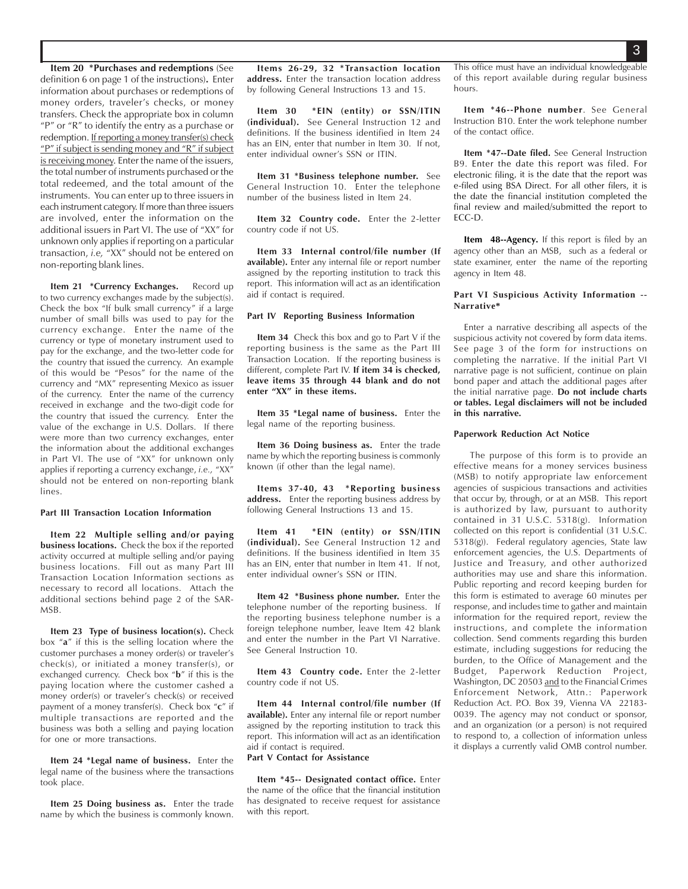**Item 20 *Purchases and redemptions** (See definition 6 on page 1 of the instructions)**.** Enter information about purchases or redemptions of money orders, traveler's checks, or money transfers. Check the appropriate box in column "P" or "R" to identify the entry as a purchase or redemption. If reporting a money transfer(s) check "P" if subject is sending money and "R" if subject is receiving money. Enter the name of the issuers, the total number of instruments purchased or the total redeemed, and the total amount of the instruments. You can enter up to three issuers in each instrument category. If more than three issuers are involved, enter the information on the additional issuers in Part VI. The use of "XX" for unknown only applies if reporting on a particular transaction, *i.e,* "XX" should not be entered on non-reporting blank lines.

**Item 21 *Currency Exchanges.** Record up to two currency exchanges made by the subject(s). Check the box "If bulk small currency" if a large number of small bills was used to pay for the currency exchange. Enter the name of the currency or type of monetary instrument used to pay for the exchange, and the two-letter code for the country that issued the currency. An example of this would be "Pesos" for the name of the currency and "MX" representing Mexico as issuer of the currency. Enter the name of the currency received in exchange and the two-digit code for the country that issued the currency. Enter the value of the exchange in U.S. Dollars. If there were more than two currency exchanges, enter the information about the additional exchanges in Part VI. The use of "XX" for unknown only applies if reporting a currency exchange, *i.e.,* "XX" should not be entered on non-reporting blank lines.

**Part III Transaction Location Information**

**Item 22 Multiple selling and/or paying business locations.** Check the box if the reported activity occurred at multiple selling and/or paying business locations. Fill out as many Part III Transaction Location Information sections as necessary to record all locations. Attach the additional sections behind page 2 of the SAR-MSB.

**Item 23 Type of business location(s).** Check box "**a**" if this is the selling location where the customer purchases a money order(s) or traveler's check(s), or initiated a money transfer(s), or exchanged currency. Check box "**b**" if this is the paying location where the customer cashed a money order(s) or traveler's check(s) or received payment of a money transfer(s). Check box "**c**" if multiple transactions are reported and the business was both a selling and paying location for one or more transactions.

**Item 24 *Legal name of business.** Enter the legal name of the business where the transactions took place.

**Item 25 Doing business as.** Enter the trade name by which the business is commonly known.

**Items 26-29, 32 *Transaction location address.** Enter the transaction location address by following General Instructions 13 and 15.

**Item 30 *EIN (entity) or SSN/ITIN (individual).** See General Instruction 12 and definitions. If the business identified in Item 24 has an EIN, enter that number in Item 30. If not, enter individual owner's SSN or ITIN.

**Item 31 *Business telephone number.** See General Instruction 10. Enter the telephone number of the business listed in Item 24.

**Item 32 Country code.** Enter the 2-letter country code if not US.

**Item 33 Internal control/file number (If available).** Enter any internal file or report number assigned by the reporting institution to track this report. This information will act as an identification aid if contact is required.

**Part IV Reporting Business Information**

**Item 34** Check this box and go to Part V if the reporting business is the same as the Part III Transaction Location. If the reporting business is different, complete Part IV. **If item 34 is checked, leave items 35 through 44 blank and do not enter "XX" in these items.**

**Item 35 *Legal name of business.** Enter the legal name of the reporting business.

**Item 36 Doing business as.** Enter the trade name by which the reporting business is commonly known (if other than the legal name).

**Items 37-40, 43 *Reporting business address.** Enter the reporting business address by following General Instructions 13 and 15.

**Item 41 *EIN (entity) or SSN/ITIN (individual).** See General Instruction 12 and definitions. If the business identified in Item 35 has an EIN, enter that number in Item 41. If not, enter individual owner's SSN or ITIN.

**Item 42 *Business phone number.** Enter the telephone number of the reporting business. If the reporting business telephone number is a foreign telephone number, leave Item 42 blank and enter the number in the Part VI Narrative. See General Instruction 10.

**Item 43 Country code.** Enter the 2-letter country code if not US.

**Item 44 Internal control/file number (If available).** Enter any internal file or report number assigned by the reporting institution to track this report. This information will act as an identification aid if contact is required.

**Part V Contact for Assistance**

**Item *45-- Designated contact office.** Enter the name of the office that the financial institution has designated to receive request for assistance with this report. This office must have an individual knowledgeable of this report available during regular business hours.

**Item *46--Phone number**. See General Instruction B10. Enter the work telephone number of the contact office.

**Item *47--Date filed.** See General Instruction B9. Enter the date this report was filed. For electronic filing, it is the date that the report was e-filed using BSA Direct. For all other filers, it is the date the financial institution completed the final review and mailed/submitted the report to ECC-D.

**Item 48--Agency.** If this report is filed by an agency other than an MSB, such as a federal or state examiner, enter the name of the reporting agency in Item 48.

**Part VI Suspicious Activity Information -- Narrative***

Enter a narrative describing all aspects of the suspicious activity not covered by form data items. See page 3 of the form for instructions on completing the narrative. If the initial Part VI narrative page is not sufficient, continue on plain bond paper and attach the additional pages after the initial narrative page. **Do not include charts or tables. Legal disclaimers will not be included in this narrative.**

**Paperwork Reduction Act Notice**

The purpose of this form is to provide an effective means for a money services business (MSB) to notify appropriate law enforcement agencies of suspicious transactions and activities that occur by, through, or at an MSB. This report is authorized by law, pursuant to authority contained in 31 U.S.C. 5318(g). Information collected on this report is confidential (31 U.S.C. 5318(g)). Federal regulatory agencies, State law enforcement agencies, the U.S. Departments of Justice and Treasury, and other authorized authorities may use and share this information. Public reporting and record keeping burden for this form is estimated to average 60 minutes per response, and includes time to gather and maintain information for the required report, review the instructions, and complete the information collection. Send comments regarding this burden estimate, including suggestions for reducing the burden, to the Office of Management and the Budget, Paperwork Reduction Project, Washington, DC 20503 and to the Financial Crimes Enforcement Network, Attn.: Paperwork Reduction Act. P.O. Box 39, Vienna VA 22183-0039. The agency may not conduct or sponsor, and an organization (or a person) is not required to respond to, a collection of information unless it displays a currently valid OMB control number.